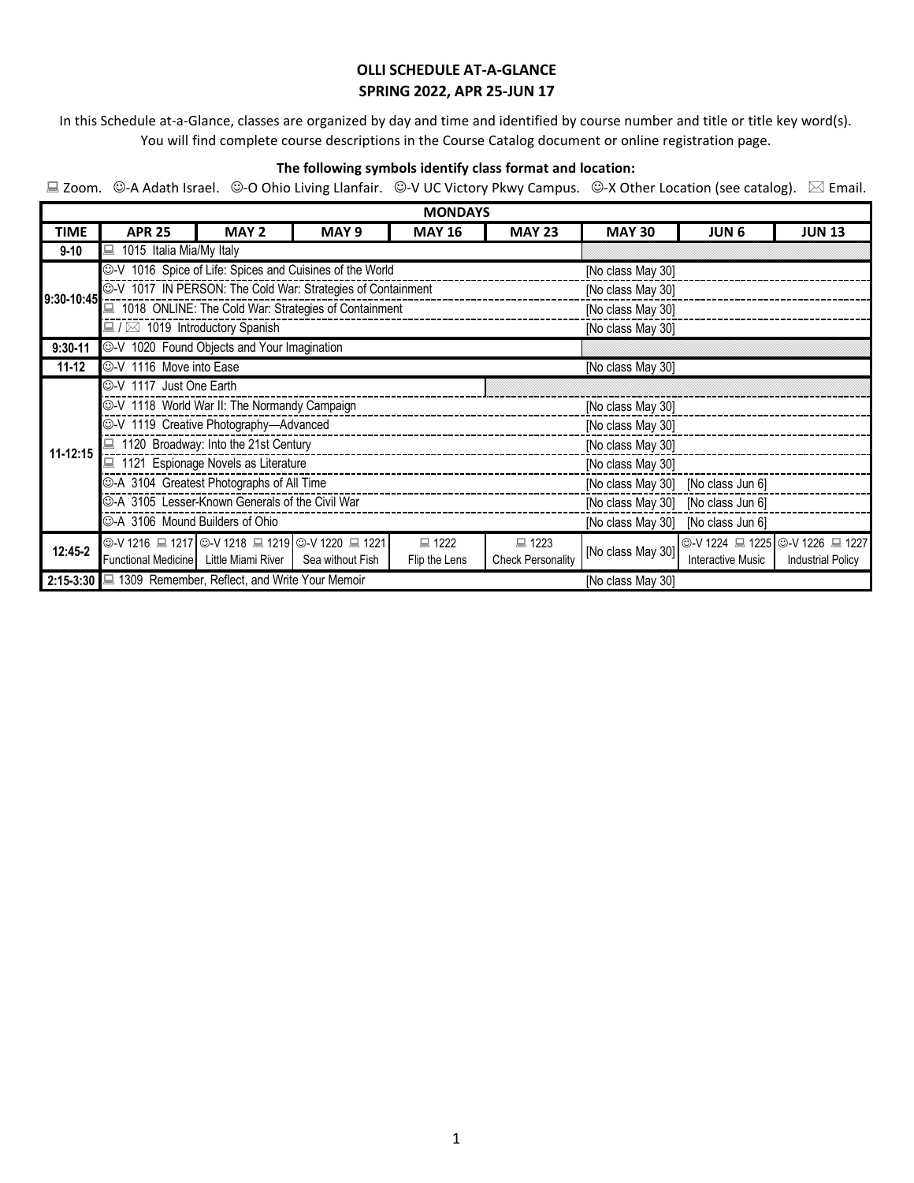**OLLI SCHEDULE AT-A-GLANCE**
**SPRING 2022, APR 25-JUN 17**

In this Schedule at-a-Glance, classes are organized by day and time and identified by course number and title or title key word(s). You will find complete course descriptions in the Course Catalog document or online registration page.

**The following symbols identify class format and location:**

💻 Zoom. ☺-A Adath Israel. ☺-O Ohio Living Llanfair. ☺-V UC Victory Pkwy Campus. ☺-X Other Location (see catalog). ✉ Email.

| MONDAYS | | | | | | | | |
|---|---|---|---|---|---|---|---|---|
| **TIME** | **APR 25** | **MAY 2** | **MAY 9** | **MAY 16** | **MAY 23** | **MAY 30** | **JUN 6** | **JUN 13** |
| **9-10** | 💻 1015 Italia Mia/My Italy | | | | | | | |
| **9:30-10:45** | ☺-V 1016 Spice of Life: Spices and Cuisines of the World | | | | | [No class May 30] | | |
| **9:30-10:45** | ☺-V 1017 IN PERSON: The Cold War: Strategies of Containment | | | | | [No class May 30] | | |
| **9:30-10:45** | 💻 1018 ONLINE: The Cold War: Strategies of Containment | | | | | [No class May 30] | | |
| **9:30-10:45** | 💻 / ✉ 1019 Introductory Spanish | | | | | [No class May 30] | | |
| **9:30-11** | ☺-V 1020 Found Objects and Your Imagination | | | | | | | |
| **11-12** | ☺-V 1116 Move into Ease | | | | | [No class May 30] | | |
| **11-12:15** | ☺-V 1117 Just One Earth | | | | | | | |
| **11-12:15** | ☺-V 1118 World War II: The Normandy Campaign | | | | | [No class May 30] | | |
| **11-12:15** | ☺-V 1119 Creative Photography—Advanced | | | | | [No class May 30] | | |
| **11-12:15** | 💻 1120 Broadway: Into the 21st Century | | | | | [No class May 30] | | |
| **11-12:15** | 💻 1121 Espionage Novels as Literature | | | | | [No class May 30] | | |
| **11-12:15** | ☺-A 3104 Greatest Photographs of All Time | | | | | [No class May 30] | [No class Jun 6] | |
| **11-12:15** | ☺-A 3105 Lesser-Known Generals of the Civil War | | | | | [No class May 30] | [No class Jun 6] | |
| **11-12:15** | ☺-A 3106 Mound Builders of Ohio | | | | | [No class May 30] | [No class Jun 6] | |
| **12:45-2** | ☺-V 1216 💻 1217 Functional Medicine | ☺-V 1218 💻 1219 Little Miami River | ☺-V 1220 💻 1221 Sea without Fish | 💻 1222 Flip the Lens | 💻 1223 Check Personality | [No class May 30] | ☺-V 1224 💻 1225 Interactive Music | ☺-V 1226 💻 1227 Industrial Policy |
| **2:15-3:30** | 💻 1309 Remember, Reflect, and Write Your Memoir | | | | | [No class May 30] | | |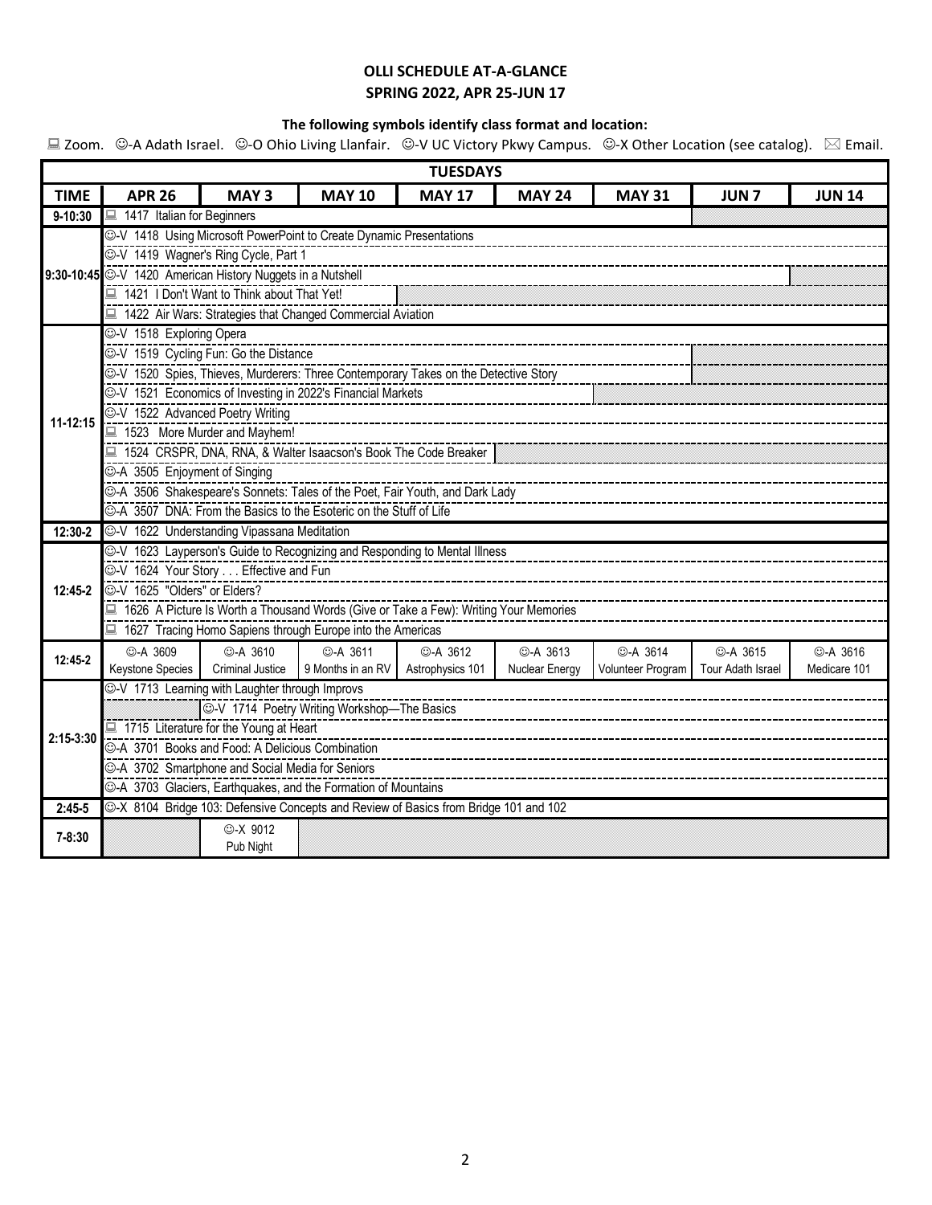**OLLI SCHEDULE AT-A-GLANCE**
**SPRING 2022, APR 25-JUN 17**

**The following symbols identify class format and location:**

💻 Zoom. ☺-A Adath Israel. ☺-O Ohio Living Llanfair. ☺-V UC Victory Pkwy Campus. ☺-X Other Location (see catalog). ✉ Email.

| TUESDAYS | | | | | | | | |
|---|---|---|---|---|---|---|---|---|
| **TIME** | **APR 26** | **MAY 3** | **MAY 10** | **MAY 17** | **MAY 24** | **MAY 31** | **JUN 7** | **JUN 14** |
| 9-10:30 | 💻 1417 Italian for Beginners | | | | | | | |
| 9:30-10:45 | ☺-V 1418 Using Microsoft PowerPoint to Create Dynamic Presentations | | | | | | | |
| 9:30-10:45 | ☺-V 1419 Wagner's Ring Cycle, Part 1 | | | | | | | |
| 9:30-10:45 | ☺-V 1420 American History Nuggets in a Nutshell | | | | | | | |
| 9:30-10:45 | 💻 1421 I Don't Want to Think about That Yet! | | | | | | | |
| 9:30-10:45 | 💻 1422 Air Wars: Strategies that Changed Commercial Aviation | | | | | | | |
| 11-12:15 | ☺-V 1518 Exploring Opera | | | | | | | |
| 11-12:15 | ☺-V 1519 Cycling Fun: Go the Distance | | | | | | | |
| 11-12:15 | ☺-V 1520 Spies, Thieves, Murderers: Three Contemporary Takes on the Detective Story | | | | | | | |
| 11-12:15 | ☺-V 1521 Economics of Investing in 2022's Financial Markets | | | | | | | |
| 11-12:15 | ☺-V 1522 Advanced Poetry Writing | | | | | | | |
| 11-12:15 | 💻 1523 More Murder and Mayhem! | | | | | | | |
| 11-12:15 | 💻 1524 CRSPR, DNA, RNA, & Walter Isaacson's Book The Code Breaker | | | | | | | |
| 11-12:15 | ☺-A 3505 Enjoyment of Singing | | | | | | | |
| 11-12:15 | ☺-A 3506 Shakespeare's Sonnets: Tales of the Poet, Fair Youth, and Dark Lady | | | | | | | |
| 11-12:15 | ☺-A 3507 DNA: From the Basics to the Esoteric on the Stuff of Life | | | | | | | |
| 12:30-2 | ☺-V 1622 Understanding Vipassana Meditation | | | | | | | |
| 12:45-2 | ☺-V 1623 Layperson's Guide to Recognizing and Responding to Mental Illness | | | | | | | |
| 12:45-2 | ☺-V 1624 Your Story . . . Effective and Fun | | | | | | | |
| 12:45-2 | ☺-V 1625 "Olders" or Elders? | | | | | | | |
| 12:45-2 | 💻 1626 A Picture Is Worth a Thousand Words (Give or Take a Few): Writing Your Memories | | | | | | | |
| 12:45-2 | 💻 1627 Tracing Homo Sapiens through Europe into the Americas | | | | | | | |
| 12:45-2 | ☺-A 3609 Keystone Species | ☺-A 3610 Criminal Justice | ☺-A 3611 9 Months in an RV | ☺-A 3612 Astrophysics 101 | ☺-A 3613 Nuclear Energy | ☺-A 3614 Volunteer Program | ☺-A 3615 Tour Adath Israel | ☺-A 3616 Medicare 101 |
| 2:15-3:30 | ☺-V 1713 Learning with Laughter through Improvs | | | | | | | |
| 2:15-3:30 | | ☺-V 1714 Poetry Writing Workshop—The Basics | | | | | | |
| 2:15-3:30 | 💻 1715 Literature for the Young at Heart | | | | | | | |
| 2:15-3:30 | ☺-A 3701 Books and Food: A Delicious Combination | | | | | | | |
| 2:15-3:30 | ☺-A 3702 Smartphone and Social Media for Seniors | | | | | | | |
| 2:15-3:30 | ☺-A 3703 Glaciers, Earthquakes, and the Formation of Mountains | | | | | | | |
| 2:45-5 | ☺-X 8104 Bridge 103: Defensive Concepts and Review of Basics from Bridge 101 and 102 | | | | | | | |
| 7-8:30 | | ☺-X 9012 Pub Night | | | | | | |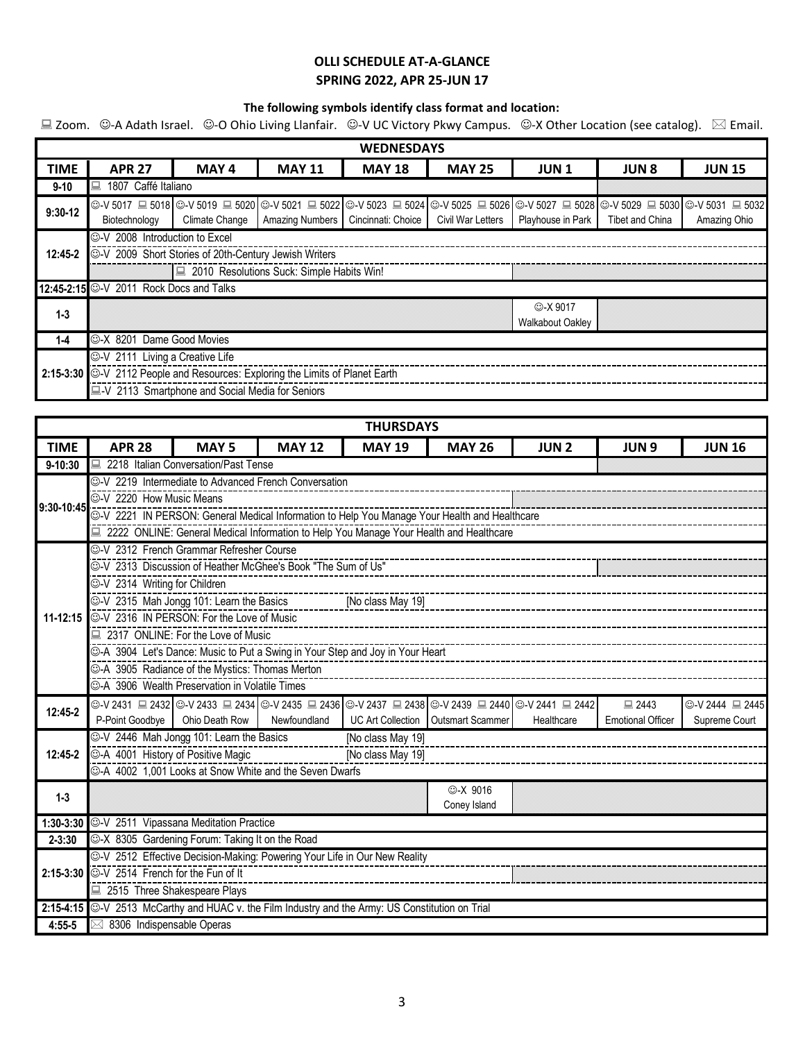**OLLI SCHEDULE AT-A-GLANCE**
**SPRING 2022, APR 25-JUN 17**

**The following symbols identify class format and location:**

💻 Zoom. ☺-A Adath Israel. ☺-O Ohio Living Llanfair. ☺-V UC Victory Pkwy Campus. ☺-X Other Location (see catalog). ✉ Email.

| WEDNESDAYS | | | | | | | | |
|---|---|---|---|---|---|---|---|---|
| **TIME** | **APR 27** | **MAY 4** | **MAY 11** | **MAY 18** | **MAY 25** | **JUN 1** | **JUN 8** | **JUN 15** |
| 9-10 | 💻 1807 Caffé Italiano | | | | | | | |
| 9:30-12 | ☺-V 5017 💻 5018 Biotechnology | ☺-V 5019 💻 5020 Climate Change | ☺-V 5021 💻 5022 Amazing Numbers | ☺-V 5023 💻 5024 Cincinnati: Choice | ☺-V 5025 💻 5026 Civil War Letters | ☺-V 5027 💻 5028 Playhouse in Park | ☺-V 5029 💻 5030 Tibet and China | ☺-V 5031 💻 5032 Amazing Ohio |
| 12:45-2 | ☺-V 2008 Introduction to Excel | | | | | | | |
| 12:45-2 | ☺-V 2009 Short Stories of 20th-Century Jewish Writers | | | | | | | |
| 12:45-2 | | 💻 2010 Resolutions Suck: Simple Habits Win! | | | | | | |
| 12:45-2:15 | ☺-V 2011 Rock Docs and Talks | | | | | | | |
| 1-3 | | | | | | ☺-X 9017 Walkabout Oakley | | |
| 1-4 | ☺-X 8201 Dame Good Movies | | | | | | | |
| 2:15-3:30 | ☺-V 2111 Living a Creative Life | | | | | | | |
| 2:15-3:30 | ☺-V 2112 People and Resources: Exploring the Limits of Planet Earth | | | | | | | |
| 2:15-3:30 | 💻-V 2113 Smartphone and Social Media for Seniors | | | | | | | |

| THURSDAYS | | | | | | | | |
|---|---|---|---|---|---|---|---|---|
| **TIME** | **APR 28** | **MAY 5** | **MAY 12** | **MAY 19** | **MAY 26** | **JUN 2** | **JUN 9** | **JUN 16** |
| 9-10:30 | 💻 2218 Italian Conversation/Past Tense | | | | | | | |
| 9:30-10:45 | ☺-V 2219 Intermediate to Advanced French Conversation | | | | | | | |
| 9:30-10:45 | ☺-V 2220 How Music Means | | | | | | | |
| 9:30-10:45 | ☺-V 2221 IN PERSON: General Medical Information to Help You Manage Your Health and Healthcare | | | | | | | |
| 9:30-10:45 | 💻 2222 ONLINE: General Medical Information to Help You Manage Your Health and Healthcare | | | | | | | |
| 11-12:15 | ☺-V 2312 French Grammar Refresher Course | | | | | | | |
| 11-12:15 | ☺-V 2313 Discussion of Heather McGhee's Book "The Sum of Us" | | | | | | | |
| 11-12:15 | ☺-V 2314 Writing for Children | | | | | | | |
| 11-12:15 | ☺-V 2315 Mah Jongg 101: Learn the Basics | | | [No class May 19] | | | | |
| 11-12:15 | ☺-V 2316 IN PERSON: For the Love of Music | | | | | | | |
| 11-12:15 | 💻 2317 ONLINE: For the Love of Music | | | | | | | |
| 11-12:15 | ☺-A 3904 Let's Dance: Music to Put a Swing in Your Step and Joy in Your Heart | | | | | | | |
| 11-12:15 | ☺-A 3905 Radiance of the Mystics: Thomas Merton | | | | | | | |
| 11-12:15 | ☺-A 3906 Wealth Preservation in Volatile Times | | | | | | | |
| 12:45-2 | ☺-V 2431 💻 2432 P-Point Goodbye | ☺-V 2433 💻 2434 Ohio Death Row | ☺-V 2435 💻 2436 Newfoundland | ☺-V 2437 💻 2438 UC Art Collection | ☺-V 2439 💻 2440 Outsmart Scammer | ☺-V 2441 💻 2442 Healthcare | 💻 2443 Emotional Officer | ☺-V 2444 💻 2445 Supreme Court |
| 12:45-2 | ☺-V 2446 Mah Jongg 101: Learn the Basics | | | [No class May 19] | | | | |
| 12:45-2 | ☺-A 4001 History of Positive Magic | | | [No class May 19] | | | | |
| 12:45-2 | ☺-A 4002 1,001 Looks at Snow White and the Seven Dwarfs | | | | | | | |
| 1-3 | | | | | ☺-X 9016 Coney Island | | | |
| 1:30-3:30 | ☺-V 2511 Vipassana Meditation Practice | | | | | | | |
| 2-3:30 | ☺-X 8305 Gardening Forum: Taking It on the Road | | | | | | | |
| 2:15-3:30 | ☺-V 2512 Effective Decision-Making: Powering Your Life in Our New Reality | | | | | | | |
| 2:15-3:30 | ☺-V 2514 French for the Fun of It | | | | | | | |
| 2:15-3:30 | 💻 2515 Three Shakespeare Plays | | | | | | | |
| 2:15-4:15 | ☺-V 2513 McCarthy and HUAC v. the Film Industry and the Army: US Constitution on Trial | | | | | | | |
| 4:55-5 | ✉ 8306 Indispensable Operas | | | | | | | |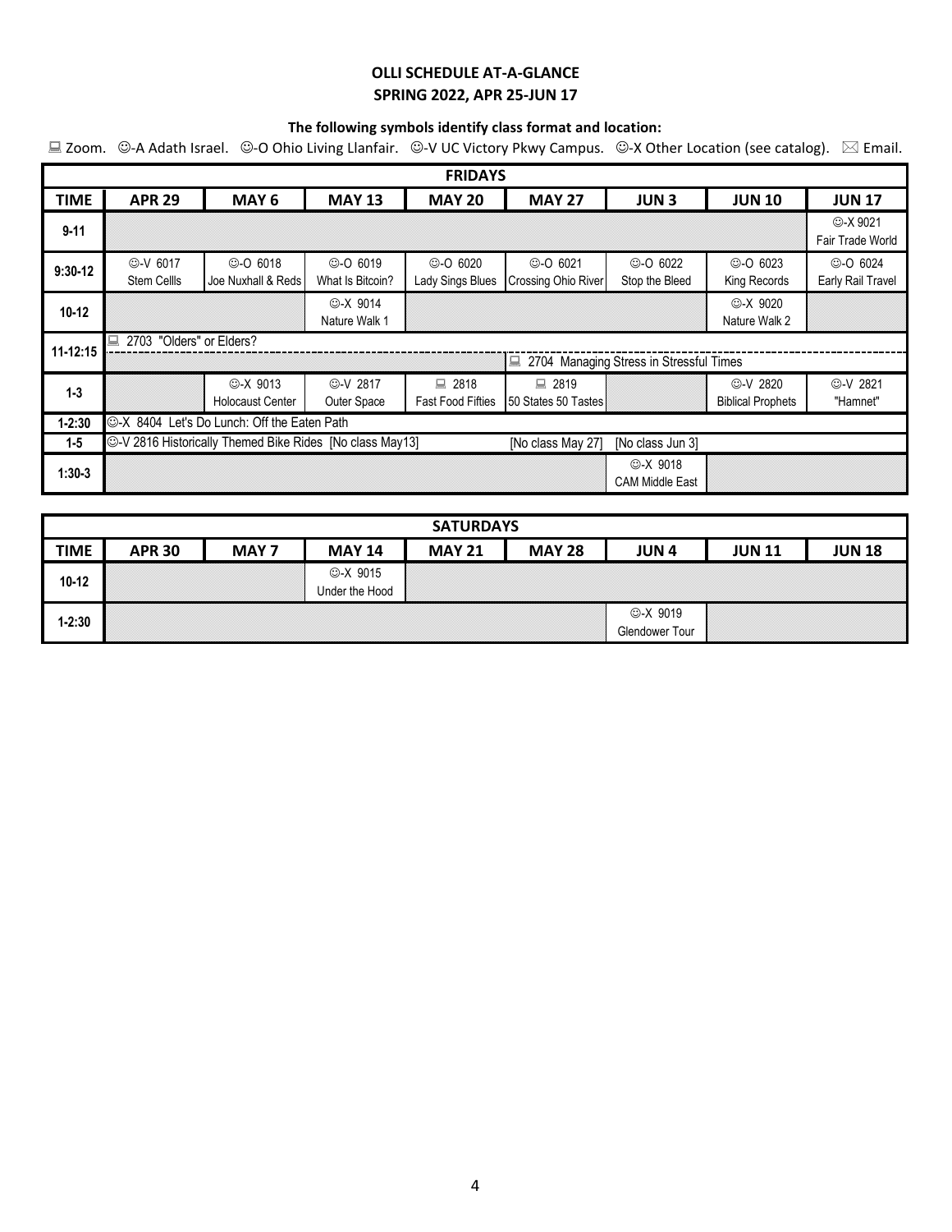**OLLI SCHEDULE AT-A-GLANCE**
**SPRING 2022, APR 25-JUN 17**

**The following symbols identify class format and location:**

💻 Zoom. ☺-A Adath Israel. ☺-O Ohio Living Llanfair. ☺-V UC Victory Pkwy Campus. ☺-X Other Location (see catalog). ✉ Email.

| FRIDAYS | | | | | | | | |
|---|---|---|---|---|---|---|---|---|
| **TIME** | **APR 29** | **MAY 6** | **MAY 13** | **MAY 20** | **MAY 27** | **JUN 3** | **JUN 10** | **JUN 17** |
| 9-11 | | | | | | | | ☺-X 9021 Fair Trade World |
| 9:30-12 | ☺-V 6017 Stem Cellls | ☺-O 6018 Joe Nuxhall & Reds | ☺-O 6019 What Is Bitcoin? | ☺-O 6020 Lady Sings Blues | ☺-O 6021 Crossing Ohio River | ☺-O 6022 Stop the Bleed | ☺-O 6023 King Records | ☺-O 6024 Early Rail Travel |
| 10-12 | | | ☺-X 9014 Nature Walk 1 | | | | ☺-X 9020 Nature Walk 2 | |
| 11-12:15 | 💻 2703 "Olders" or Elders? | | | | | | | |
| | | | | | 💻 2704 Managing Stress in Stressful Times | | | |
| 1-3 | | ☺-X 9013 Holocaust Center | ☺-V 2817 Outer Space | 💻 2818 Fast Food Fifties | 💻 2819 50 States 50 Tastes | | ☺-V 2820 Biblical Prophets | ☺-V 2821 "Hamnet" |
| 1-2:30 | ☺-X 8404 Let's Do Lunch: Off the Eaten Path | | | | | | | |
| 1-5 | ☺-V 2816 Historically Themed Bike Rides [No class May13] | | | | [No class May 27] | [No class Jun 3] | | |
| 1:30-3 | | | | | | ☺-X 9018 CAM Middle East | | |

| SATURDAYS | | | | | | | | |
|---|---|---|---|---|---|---|---|---|
| **TIME** | **APR 30** | **MAY 7** | **MAY 14** | **MAY 21** | **MAY 28** | **JUN 4** | **JUN 11** | **JUN 18** |
| 10-12 | | | ☺-X 9015 Under the Hood | | | | | |
| 1-2:30 | | | | | | ☺-X 9019 Glendower Tour | | |